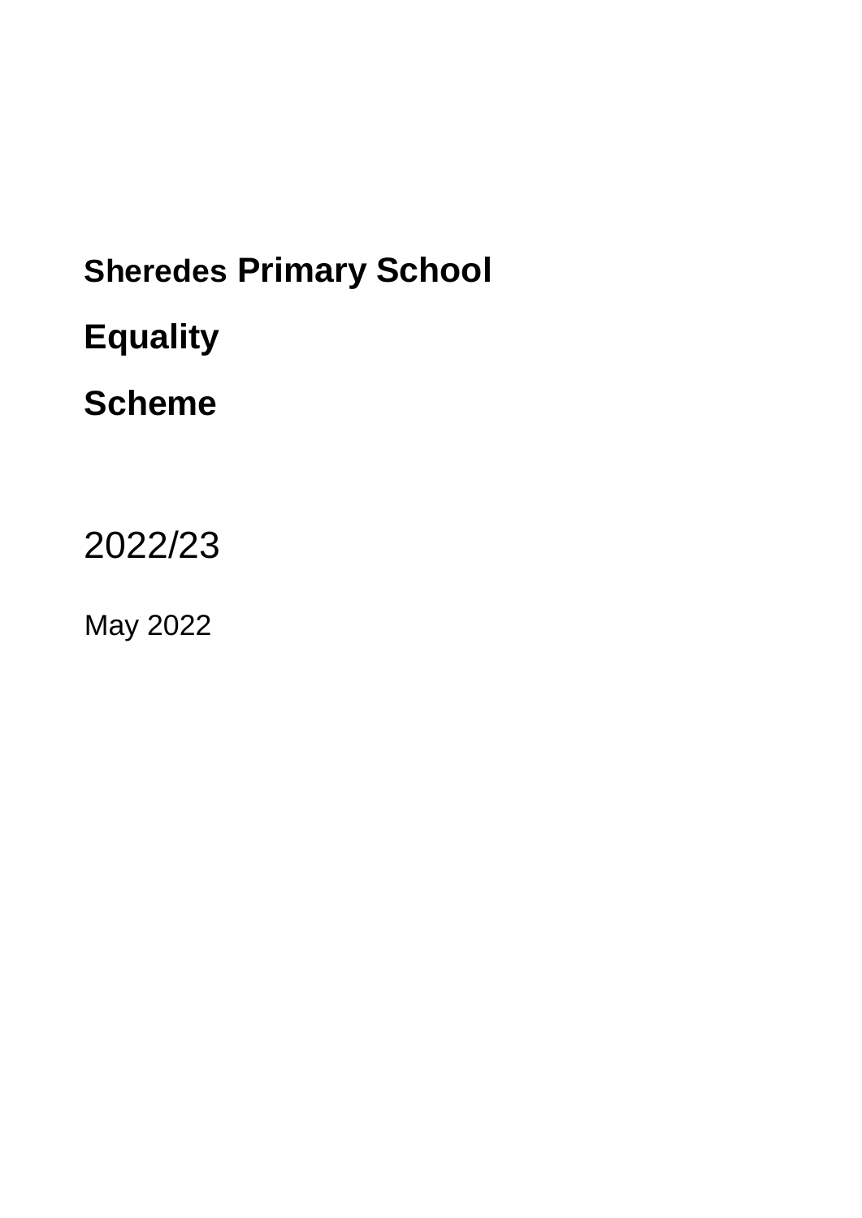# Sheredes Primary School

# Equality

# Scheme

2022/23

May 2022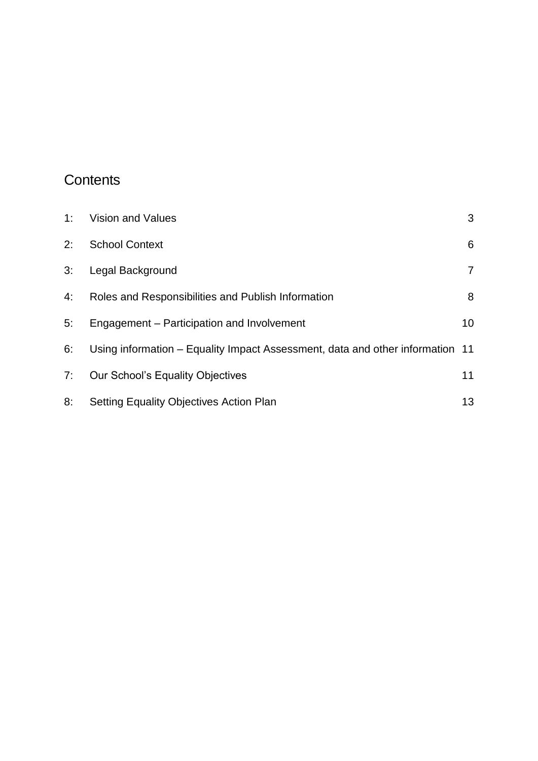# Contents

| | | |
|---|---|---|
| 1: | Vision and Values | 3 |
| 2: | School Context | 6 |
| 3: | Legal Background | 7 |
| 4: | Roles and Responsibilities and Publish Information | 8 |
| 5: | Engagement – Participation and Involvement | 10 |
| 6: | Using information – Equality Impact Assessment, data and other information | 11 |
| 7: | Our School's Equality Objectives | 11 |
| 8: | Setting Equality Objectives Action Plan | 13 |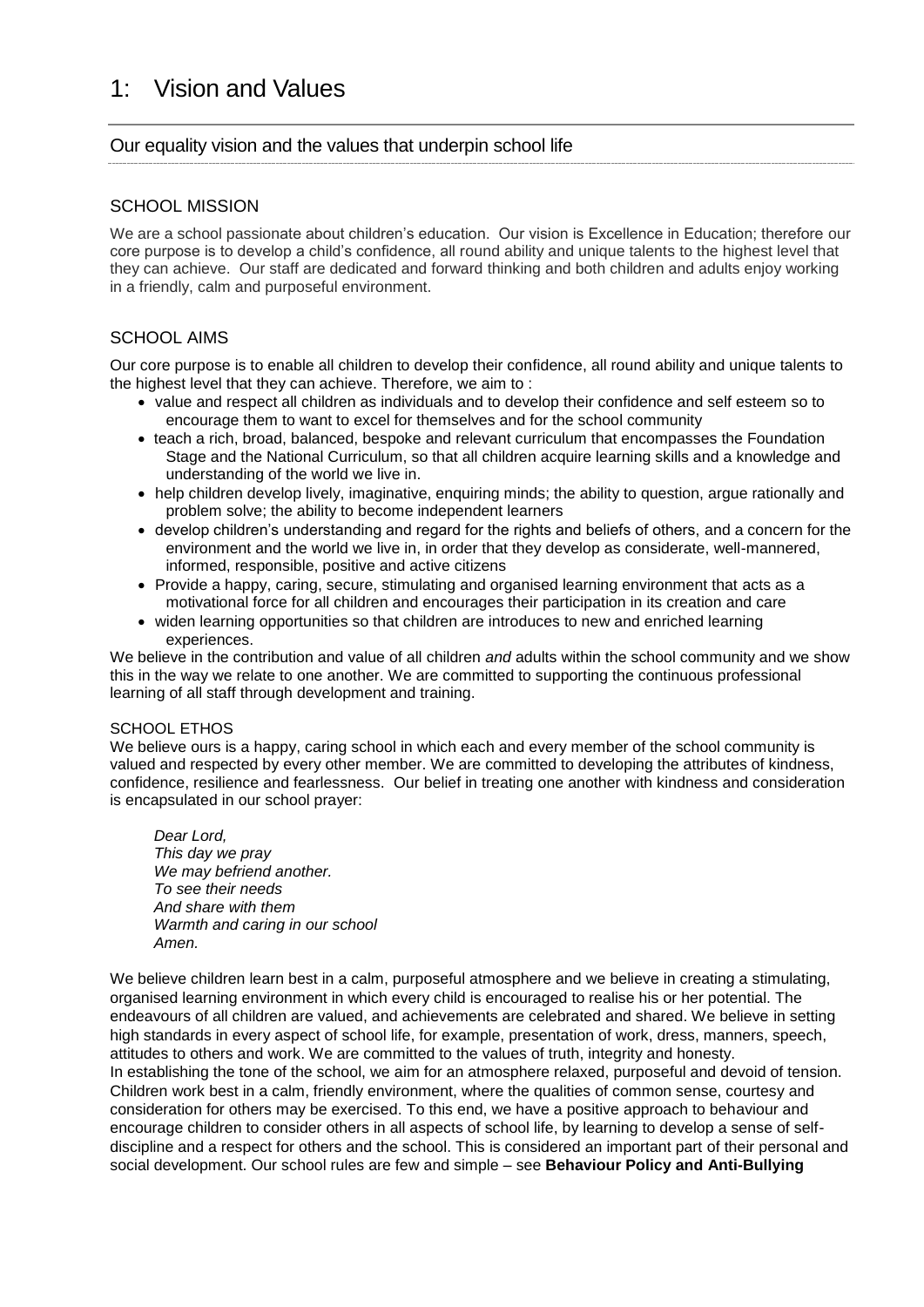# 1: Vision and Values

## Our equality vision and the values that underpin school life

### SCHOOL MISSION

We are a school passionate about children's education. Our vision is Excellence in Education; therefore our core purpose is to develop a child's confidence, all round ability and unique talents to the highest level that they can achieve. Our staff are dedicated and forward thinking and both children and adults enjoy working in a friendly, calm and purposeful environment.

### SCHOOL AIMS

Our core purpose is to enable all children to develop their confidence, all round ability and unique talents to the highest level that they can achieve. Therefore, we aim to :

- value and respect all children as individuals and to develop their confidence and self esteem so to encourage them to want to excel for themselves and for the school community
- teach a rich, broad, balanced, bespoke and relevant curriculum that encompasses the Foundation Stage and the National Curriculum, so that all children acquire learning skills and a knowledge and understanding of the world we live in.
- help children develop lively, imaginative, enquiring minds; the ability to question, argue rationally and problem solve; the ability to become independent learners
- develop children's understanding and regard for the rights and beliefs of others, and a concern for the environment and the world we live in, in order that they develop as considerate, well-mannered, informed, responsible, positive and active citizens
- Provide a happy, caring, secure, stimulating and organised learning environment that acts as a motivational force for all children and encourages their participation in its creation and care
- widen learning opportunities so that children are introduces to new and enriched learning experiences.

We believe in the contribution and value of all children *and* adults within the school community and we show this in the way we relate to one another. We are committed to supporting the continuous professional learning of all staff through development and training.

SCHOOL ETHOS

We believe ours is a happy, caring school in which each and every member of the school community is valued and respected by every other member. We are committed to developing the attributes of kindness, confidence, resilience and fearlessness. Our belief in treating one another with kindness and consideration is encapsulated in our school prayer:

*Dear Lord,*
*This day we pray*
*We may befriend another.*
*To see their needs*
*And share with them*
*Warmth and caring in our school*
*Amen.*

We believe children learn best in a calm, purposeful atmosphere and we believe in creating a stimulating, organised learning environment in which every child is encouraged to realise his or her potential. The endeavours of all children are valued, and achievements are celebrated and shared. We believe in setting high standards in every aspect of school life, for example, presentation of work, dress, manners, speech, attitudes to others and work. We are committed to the values of truth, integrity and honesty.
In establishing the tone of the school, we aim for an atmosphere relaxed, purposeful and devoid of tension. Children work best in a calm, friendly environment, where the qualities of common sense, courtesy and consideration for others may be exercised. To this end, we have a positive approach to behaviour and encourage children to consider others in all aspects of school life, by learning to develop a sense of self-discipline and a respect for others and the school. This is considered an important part of their personal and social development. Our school rules are few and simple – see **Behaviour Policy and Anti-Bullying**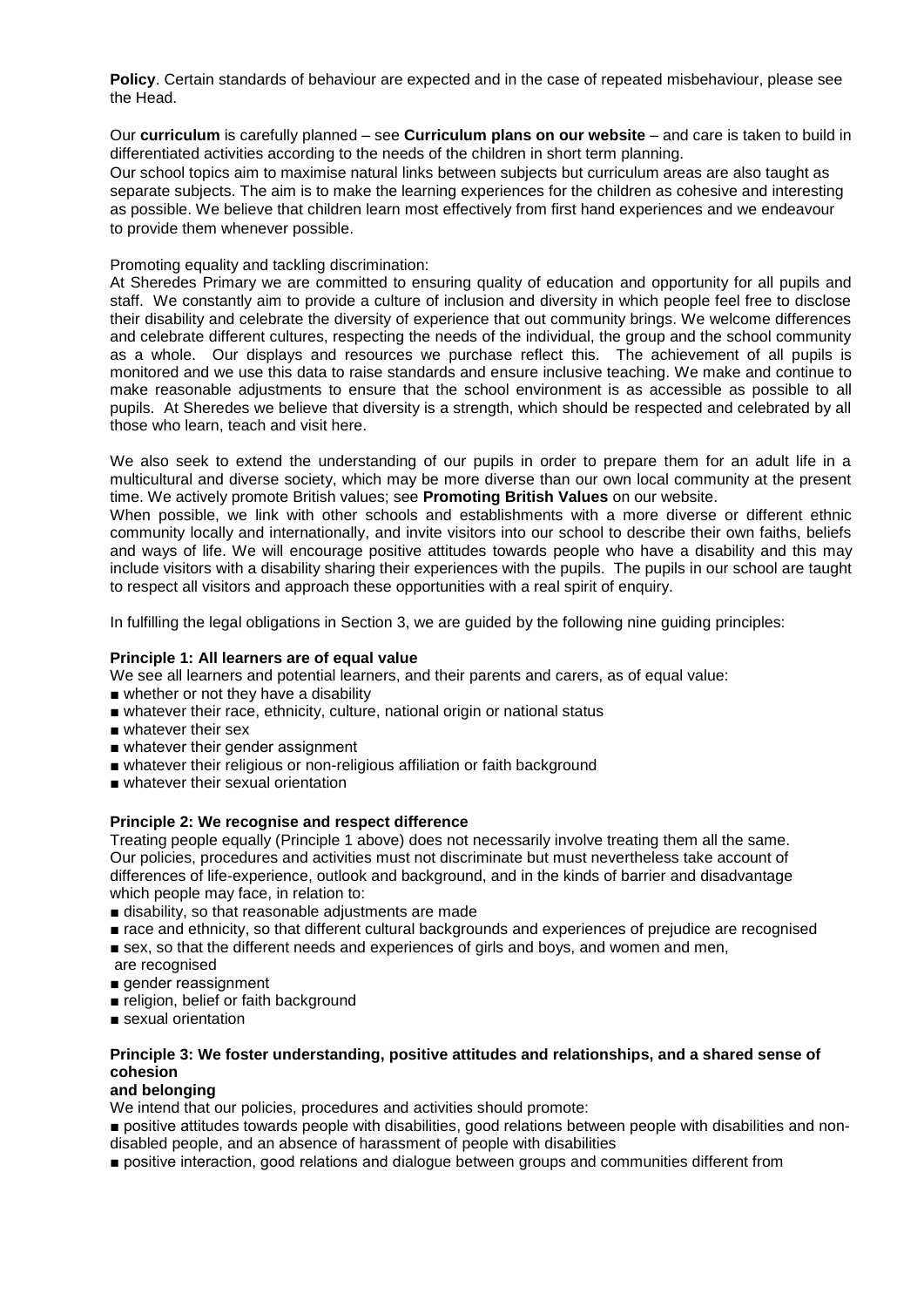**Policy**. Certain standards of behaviour are expected and in the case of repeated misbehaviour, please see the Head.

Our **curriculum** is carefully planned – see **Curriculum plans on our website** – and care is taken to build in differentiated activities according to the needs of the children in short term planning.
Our school topics aim to maximise natural links between subjects but curriculum areas are also taught as separate subjects. The aim is to make the learning experiences for the children as cohesive and interesting as possible. We believe that children learn most effectively from first hand experiences and we endeavour to provide them whenever possible.

Promoting equality and tackling discrimination:
At Sheredes Primary we are committed to ensuring quality of education and opportunity for all pupils and staff. We constantly aim to provide a culture of inclusion and diversity in which people feel free to disclose their disability and celebrate the diversity of experience that out community brings. We welcome differences and celebrate different cultures, respecting the needs of the individual, the group and the school community as a whole. Our displays and resources we purchase reflect this. The achievement of all pupils is monitored and we use this data to raise standards and ensure inclusive teaching. We make and continue to make reasonable adjustments to ensure that the school environment is as accessible as possible to all pupils. At Sheredes we believe that diversity is a strength, which should be respected and celebrated by all those who learn, teach and visit here.

We also seek to extend the understanding of our pupils in order to prepare them for an adult life in a multicultural and diverse society, which may be more diverse than our own local community at the present time. We actively promote British values; see **Promoting British Values** on our website.
When possible, we link with other schools and establishments with a more diverse or different ethnic community locally and internationally, and invite visitors into our school to describe their own faiths, beliefs and ways of life. We will encourage positive attitudes towards people who have a disability and this may include visitors with a disability sharing their experiences with the pupils. The pupils in our school are taught to respect all visitors and approach these opportunities with a real spirit of enquiry.

In fulfilling the legal obligations in Section 3, we are guided by the following nine guiding principles:

**Principle 1: All learners are of equal value**

We see all learners and potential learners, and their parents and carers, as of equal value:

- whether or not they have a disability
- whatever their race, ethnicity, culture, national origin or national status
- whatever their sex
- whatever their gender assignment
- whatever their religious or non-religious affiliation or faith background
- whatever their sexual orientation

**Principle 2: We recognise and respect difference**

Treating people equally (Principle 1 above) does not necessarily involve treating them all the same. Our policies, procedures and activities must not discriminate but must nevertheless take account of differences of life-experience, outlook and background, and in the kinds of barrier and disadvantage which people may face, in relation to:

- disability, so that reasonable adjustments are made
- race and ethnicity, so that different cultural backgrounds and experiences of prejudice are recognised
- sex, so that the different needs and experiences of girls and boys, and women and men, are recognised
- gender reassignment
- religion, belief or faith background
- sexual orientation

**Principle 3: We foster understanding, positive attitudes and relationships, and a shared sense of cohesion and belonging**

We intend that our policies, procedures and activities should promote:

- positive attitudes towards people with disabilities, good relations between people with disabilities and non-disabled people, and an absence of harassment of people with disabilities
- positive interaction, good relations and dialogue between groups and communities different from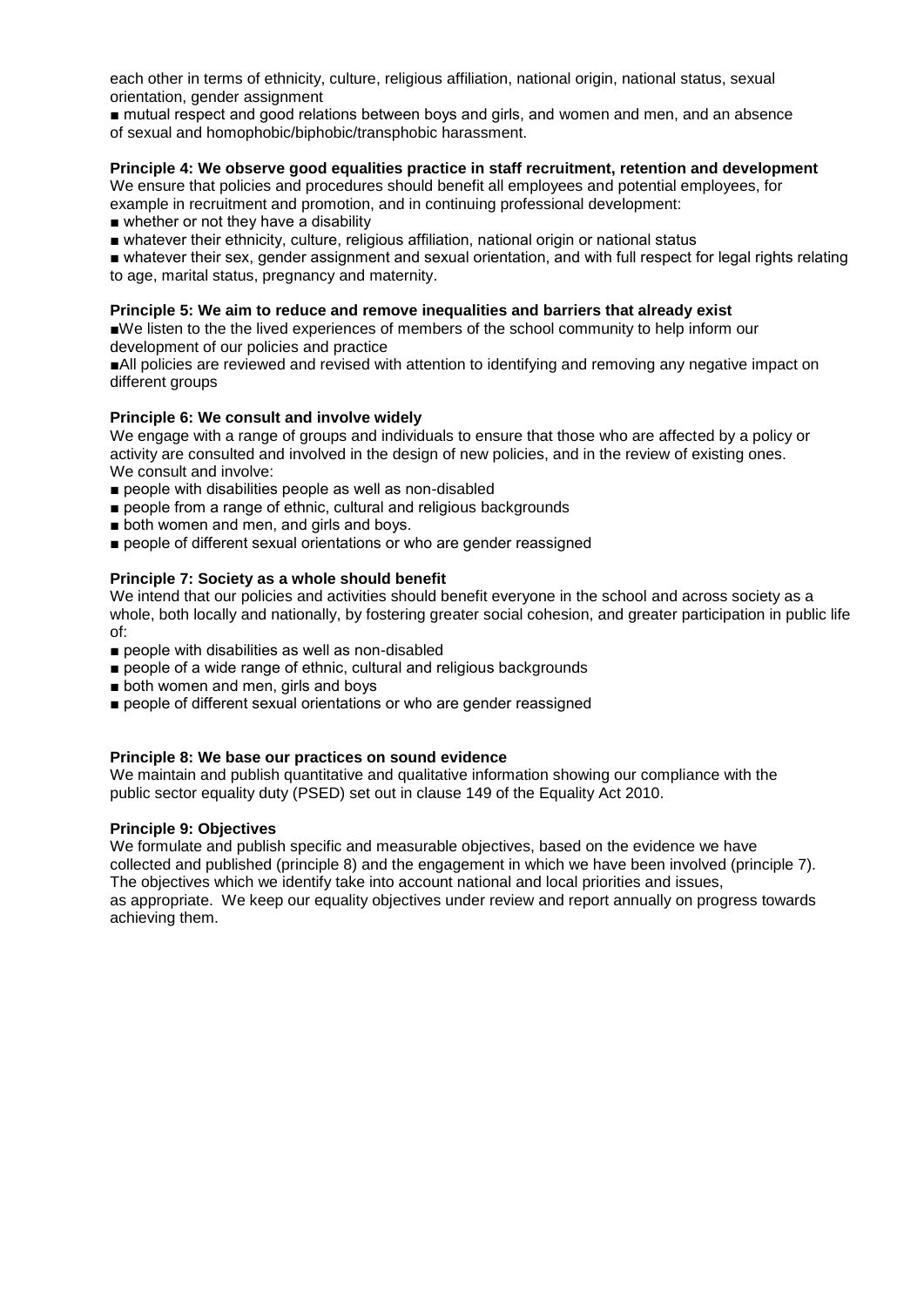each other in terms of ethnicity, culture, religious affiliation, national origin, national status, sexual orientation, gender assignment

- mutual respect and good relations between boys and girls, and women and men, and an absence of sexual and homophobic/biphobic/transphobic harassment.

**Principle 4: We observe good equalities practice in staff recruitment, retention and development**

We ensure that policies and procedures should benefit all employees and potential employees, for example in recruitment and promotion, and in continuing professional development:

- whether or not they have a disability
- whatever their ethnicity, culture, religious affiliation, national origin or national status
- whatever their sex, gender assignment and sexual orientation, and with full respect for legal rights relating to age, marital status, pregnancy and maternity.

**Principle 5: We aim to reduce and remove inequalities and barriers that already exist**

- We listen to the the lived experiences of members of the school community to help inform our development of our policies and practice
- All policies are reviewed and revised with attention to identifying and removing any negative impact on different groups

**Principle 6: We consult and involve widely**

We engage with a range of groups and individuals to ensure that those who are affected by a policy or activity are consulted and involved in the design of new policies, and in the review of existing ones. We consult and involve:

- people with disabilities people as well as non-disabled
- people from a range of ethnic, cultural and religious backgrounds
- both women and men, and girls and boys.
- people of different sexual orientations or who are gender reassigned

**Principle 7: Society as a whole should benefit**

We intend that our policies and activities should benefit everyone in the school and across society as a whole, both locally and nationally, by fostering greater social cohesion, and greater participation in public life of:

- people with disabilities as well as non-disabled
- people of a wide range of ethnic, cultural and religious backgrounds
- both women and men, girls and boys
- people of different sexual orientations or who are gender reassigned

**Principle 8: We base our practices on sound evidence**

We maintain and publish quantitative and qualitative information showing our compliance with the public sector equality duty (PSED) set out in clause 149 of the Equality Act 2010.

**Principle 9: Objectives**

We formulate and publish specific and measurable objectives, based on the evidence we have collected and published (principle 8) and the engagement in which we have been involved (principle 7). The objectives which we identify take into account national and local priorities and issues, as appropriate. We keep our equality objectives under review and report annually on progress towards achieving them.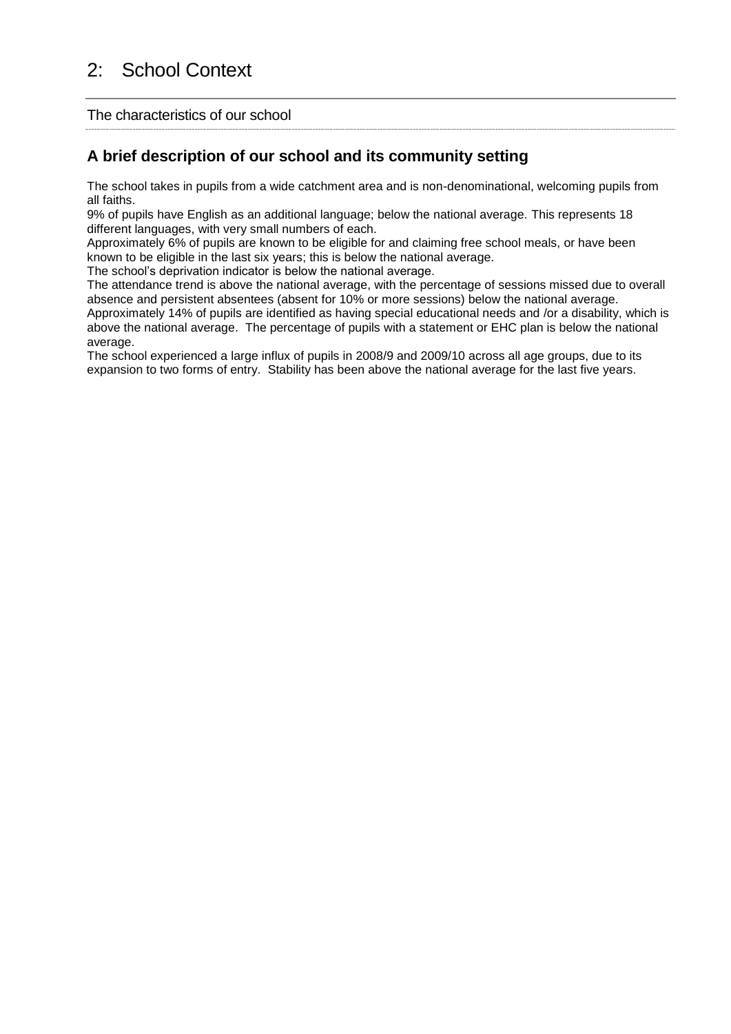# 2: School Context

The characteristics of our school

## A brief description of our school and its community setting

The school takes in pupils from a wide catchment area and is non-denominational, welcoming pupils from all faiths.

9% of pupils have English as an additional language; below the national average. This represents 18 different languages, with very small numbers of each.

Approximately 6% of pupils are known to be eligible for and claiming free school meals, or have been known to be eligible in the last six years; this is below the national average.

The school's deprivation indicator is below the national average.

The attendance trend is above the national average, with the percentage of sessions missed due to overall absence and persistent absentees (absent for 10% or more sessions) below the national average.

Approximately 14% of pupils are identified as having special educational needs and /or a disability, which is above the national average. The percentage of pupils with a statement or EHC plan is below the national average.

The school experienced a large influx of pupils in 2008/9 and 2009/10 across all age groups, due to its expansion to two forms of entry. Stability has been above the national average for the last five years.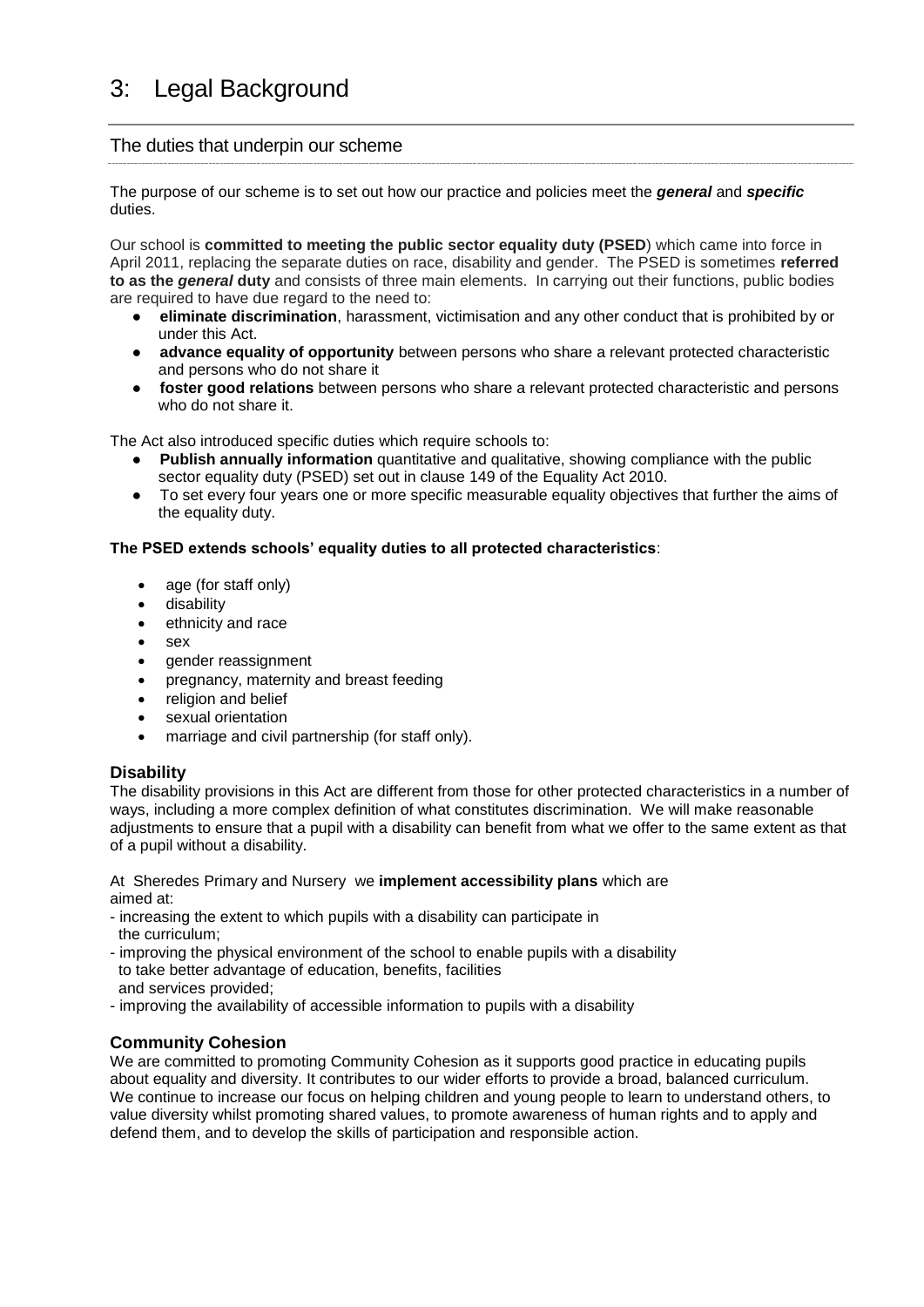# 3: Legal Background

## The duties that underpin our scheme

The purpose of our scheme is to set out how our practice and policies meet the ***general*** and ***specific*** duties.

Our school is **committed to meeting the public sector equality duty (PSED**) which came into force in April 2011, replacing the separate duties on race, disability and gender. The PSED is sometimes **referred to as the *general* duty** and consists of three main elements. In carrying out their functions, public bodies are required to have due regard to the need to:

- **eliminate discrimination**, harassment, victimisation and any other conduct that is prohibited by or under this Act.
- **advance equality of opportunity** between persons who share a relevant protected characteristic and persons who do not share it
- **foster good relations** between persons who share a relevant protected characteristic and persons who do not share it.

The Act also introduced specific duties which require schools to:

- **Publish annually information** quantitative and qualitative, showing compliance with the public sector equality duty (PSED) set out in clause 149 of the Equality Act 2010.
- To set every four years one or more specific measurable equality objectives that further the aims of the equality duty.

**The PSED extends schools' equality duties to all protected characteristics**:

- age (for staff only)
- disability
- ethnicity and race
- sex
- gender reassignment
- pregnancy, maternity and breast feeding
- religion and belief
- sexual orientation
- marriage and civil partnership (for staff only).

### Disability

The disability provisions in this Act are different from those for other protected characteristics in a number of ways, including a more complex definition of what constitutes discrimination. We will make reasonable adjustments to ensure that a pupil with a disability can benefit from what we offer to the same extent as that of a pupil without a disability.

At Sheredes Primary and Nursery we **implement accessibility plans** which are aimed at:

- increasing the extent to which pupils with a disability can participate in the curriculum;
- improving the physical environment of the school to enable pupils with a disability to take better advantage of education, benefits, facilities and services provided;
- improving the availability of accessible information to pupils with a disability

### Community Cohesion

We are committed to promoting Community Cohesion as it supports good practice in educating pupils about equality and diversity. It contributes to our wider efforts to provide a broad, balanced curriculum. We continue to increase our focus on helping children and young people to learn to understand others, to value diversity whilst promoting shared values, to promote awareness of human rights and to apply and defend them, and to develop the skills of participation and responsible action.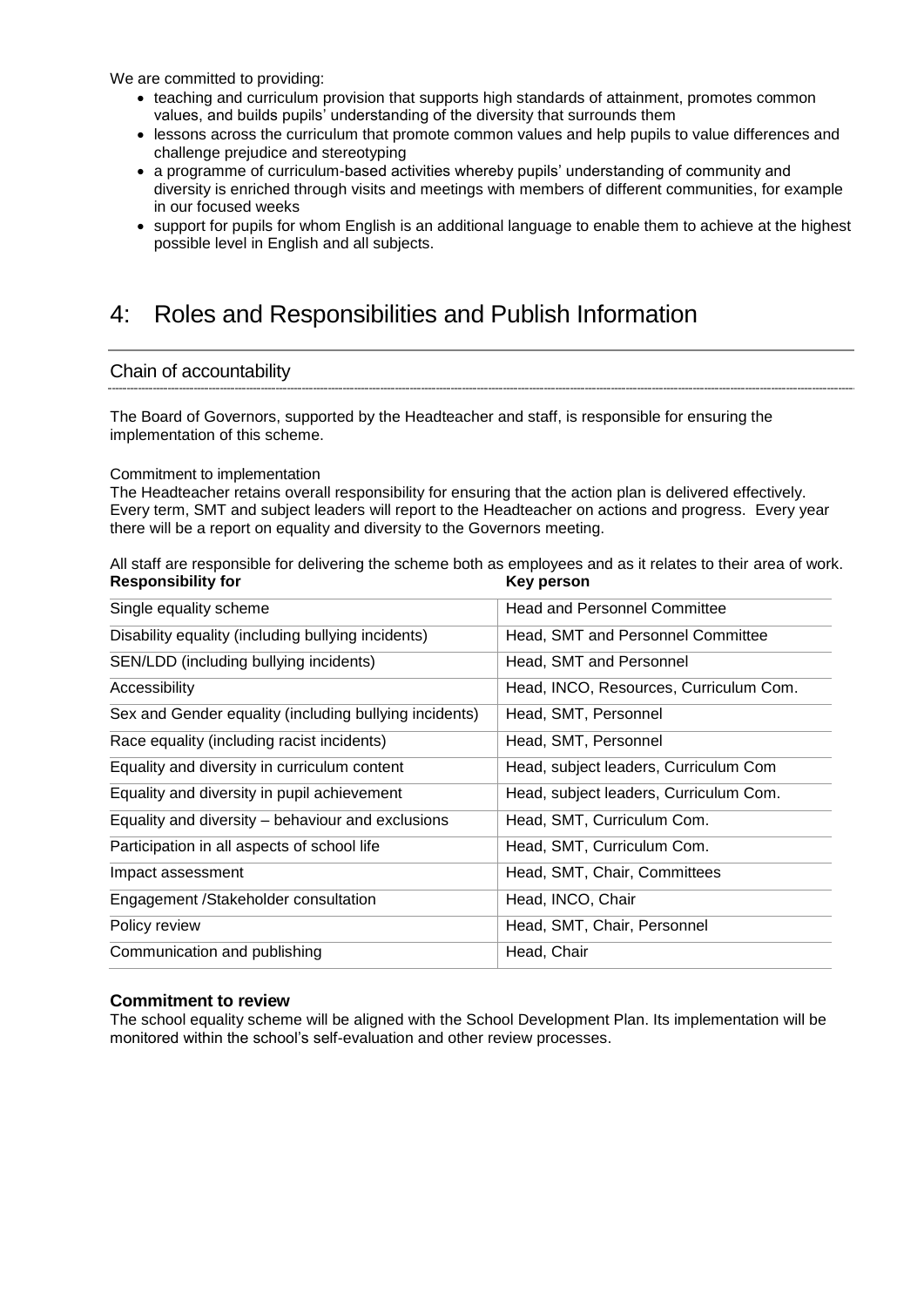We are committed to providing:

- teaching and curriculum provision that supports high standards of attainment, promotes common values, and builds pupils' understanding of the diversity that surrounds them
- lessons across the curriculum that promote common values and help pupils to value differences and challenge prejudice and stereotyping
- a programme of curriculum-based activities whereby pupils' understanding of community and diversity is enriched through visits and meetings with members of different communities, for example in our focused weeks
- support for pupils for whom English is an additional language to enable them to achieve at the highest possible level in English and all subjects.

# 4: Roles and Responsibilities and Publish Information

## Chain of accountability

The Board of Governors, supported by the Headteacher and staff, is responsible for ensuring the implementation of this scheme.

Commitment to implementation

The Headteacher retains overall responsibility for ensuring that the action plan is delivered effectively. Every term, SMT and subject leaders will report to the Headteacher on actions and progress. Every year there will be a report on equality and diversity to the Governors meeting.

All staff are responsible for delivering the scheme both as employees and as it relates to their area of work.

| **Responsibility for** | **Key person** |
|---|---|
| Single equality scheme | Head and Personnel Committee |
| Disability equality (including bullying incidents) | Head, SMT and Personnel Committee |
| SEN/LDD (including bullying incidents) | Head, SMT and Personnel |
| Accessibility | Head, INCO, Resources, Curriculum Com. |
| Sex and Gender equality (including bullying incidents) | Head, SMT, Personnel |
| Race equality (including racist incidents) | Head, SMT, Personnel |
| Equality and diversity in curriculum content | Head, subject leaders, Curriculum Com |
| Equality and diversity in pupil achievement | Head, subject leaders, Curriculum Com. |
| Equality and diversity – behaviour and exclusions | Head, SMT, Curriculum Com. |
| Participation in all aspects of school life | Head, SMT, Curriculum Com. |
| Impact assessment | Head, SMT, Chair, Committees |
| Engagement /Stakeholder consultation | Head, INCO, Chair |
| Policy review | Head, SMT, Chair, Personnel |
| Communication and publishing | Head, Chair |

### Commitment to review

The school equality scheme will be aligned with the School Development Plan. Its implementation will be monitored within the school's self-evaluation and other review processes.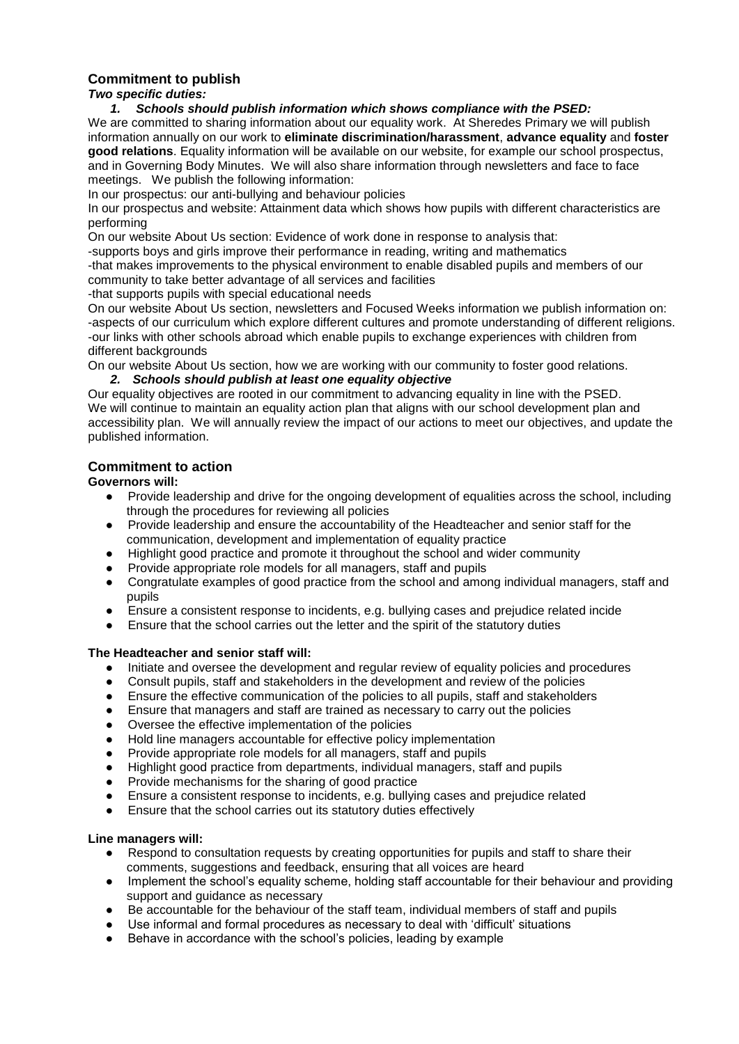## Commitment to publish

***Two specific duties:***

1. ***Schools should publish information which shows compliance with the PSED:***

We are committed to sharing information about our equality work. At Sheredes Primary we will publish information annually on our work to **eliminate discrimination/harassment**, **advance equality** and **foster good relations**. Equality information will be available on our website, for example our school prospectus, and in Governing Body Minutes. We will also share information through newsletters and face to face meetings. We publish the following information:

In our prospectus: our anti-bullying and behaviour policies

In our prospectus and website: Attainment data which shows how pupils with different characteristics are performing

On our website About Us section: Evidence of work done in response to analysis that:

-supports boys and girls improve their performance in reading, writing and mathematics

-that makes improvements to the physical environment to enable disabled pupils and members of our community to take better advantage of all services and facilities

-that supports pupils with special educational needs

On our website About Us section, newsletters and Focused Weeks information we publish information on:

-aspects of our curriculum which explore different cultures and promote understanding of different religions.

-our links with other schools abroad which enable pupils to exchange experiences with children from different backgrounds

On our website About Us section, how we are working with our community to foster good relations.

2. ***Schools should publish at least one equality objective***

Our equality objectives are rooted in our commitment to advancing equality in line with the PSED. We will continue to maintain an equality action plan that aligns with our school development plan and accessibility plan. We will annually review the impact of our actions to meet our objectives, and update the published information.

## Commitment to action

**Governors will:**

- Provide leadership and drive for the ongoing development of equalities across the school, including through the procedures for reviewing all policies
- Provide leadership and ensure the accountability of the Headteacher and senior staff for the communication, development and implementation of equality practice
- Highlight good practice and promote it throughout the school and wider community
- Provide appropriate role models for all managers, staff and pupils
- Congratulate examples of good practice from the school and among individual managers, staff and pupils
- Ensure a consistent response to incidents, e.g. bullying cases and prejudice related incide
- Ensure that the school carries out the letter and the spirit of the statutory duties

**The Headteacher and senior staff will:**

- Initiate and oversee the development and regular review of equality policies and procedures
- Consult pupils, staff and stakeholders in the development and review of the policies
- Ensure the effective communication of the policies to all pupils, staff and stakeholders
- Ensure that managers and staff are trained as necessary to carry out the policies
- Oversee the effective implementation of the policies
- Hold line managers accountable for effective policy implementation
- Provide appropriate role models for all managers, staff and pupils
- Highlight good practice from departments, individual managers, staff and pupils
- Provide mechanisms for the sharing of good practice
- Ensure a consistent response to incidents, e.g. bullying cases and prejudice related
- Ensure that the school carries out its statutory duties effectively

**Line managers will:**

- Respond to consultation requests by creating opportunities for pupils and staff to share their comments, suggestions and feedback, ensuring that all voices are heard
- Implement the school's equality scheme, holding staff accountable for their behaviour and providing support and guidance as necessary
- Be accountable for the behaviour of the staff team, individual members of staff and pupils
- Use informal and formal procedures as necessary to deal with 'difficult' situations
- Behave in accordance with the school's policies, leading by example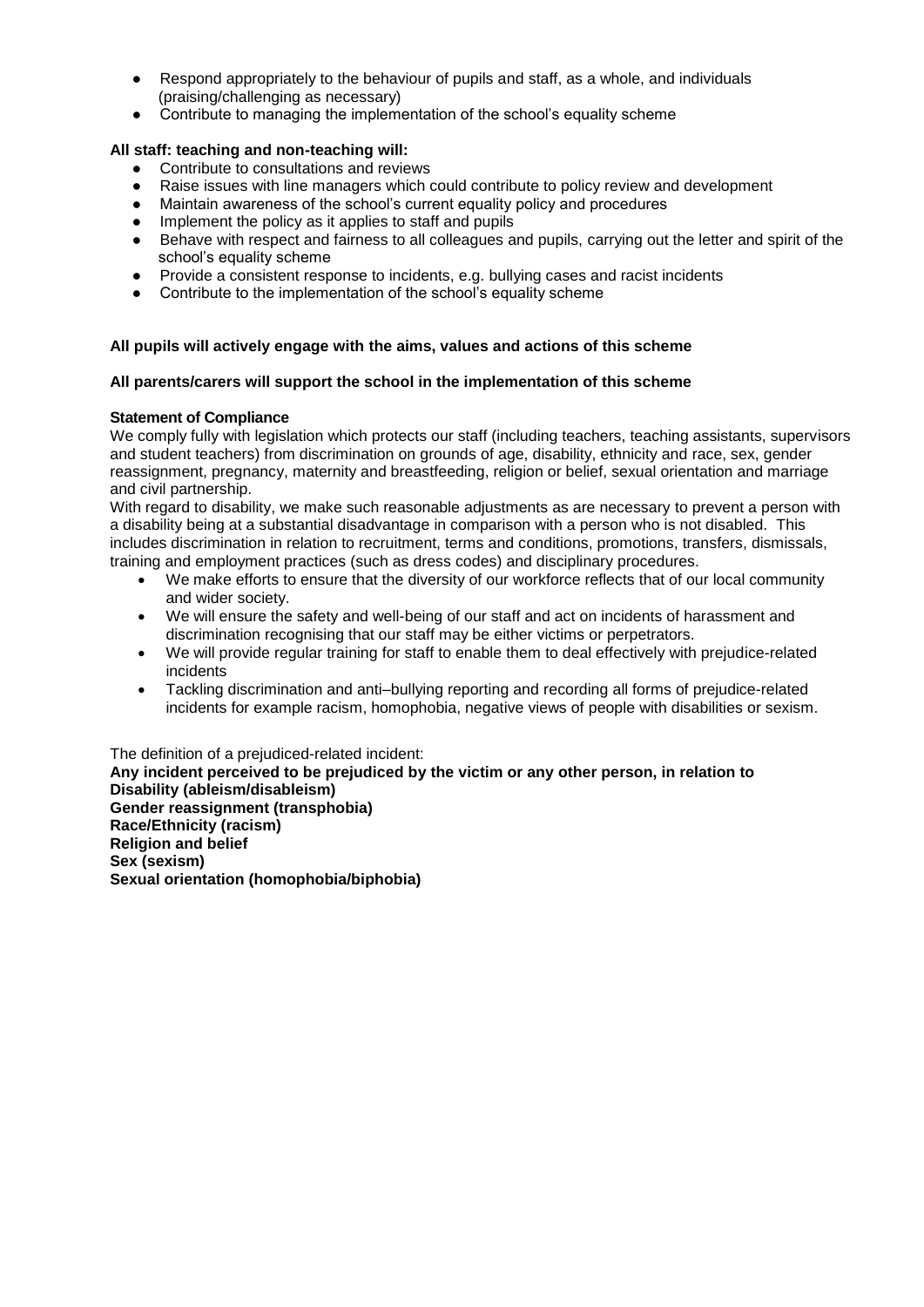- Respond appropriately to the behaviour of pupils and staff, as a whole, and individuals (praising/challenging as necessary)
- Contribute to managing the implementation of the school's equality scheme

**All staff: teaching and non-teaching will:**

- Contribute to consultations and reviews
- Raise issues with line managers which could contribute to policy review and development
- Maintain awareness of the school's current equality policy and procedures
- Implement the policy as it applies to staff and pupils
- Behave with respect and fairness to all colleagues and pupils, carrying out the letter and spirit of the school's equality scheme
- Provide a consistent response to incidents, e.g. bullying cases and racist incidents
- Contribute to the implementation of the school's equality scheme

**All pupils will actively engage with the aims, values and actions of this scheme**

**All parents/carers will support the school in the implementation of this scheme**

**Statement of Compliance**

We comply fully with legislation which protects our staff (including teachers, teaching assistants, supervisors and student teachers) from discrimination on grounds of age, disability, ethnicity and race, sex, gender reassignment, pregnancy, maternity and breastfeeding, religion or belief, sexual orientation and marriage and civil partnership.

With regard to disability, we make such reasonable adjustments as are necessary to prevent a person with a disability being at a substantial disadvantage in comparison with a person who is not disabled. This includes discrimination in relation to recruitment, terms and conditions, promotions, transfers, dismissals, training and employment practices (such as dress codes) and disciplinary procedures.

- We make efforts to ensure that the diversity of our workforce reflects that of our local community and wider society.
- We will ensure the safety and well-being of our staff and act on incidents of harassment and discrimination recognising that our staff may be either victims or perpetrators.
- We will provide regular training for staff to enable them to deal effectively with prejudice-related incidents
- Tackling discrimination and anti–bullying reporting and recording all forms of prejudice-related incidents for example racism, homophobia, negative views of people with disabilities or sexism.

The definition of a prejudiced-related incident:

**Any incident perceived to be prejudiced by the victim or any other person, in relation to**
**Disability (ableism/disableism)**
**Gender reassignment (transphobia)**
**Race/Ethnicity (racism)**
**Religion and belief**
**Sex (sexism)**
**Sexual orientation (homophobia/biphobia)**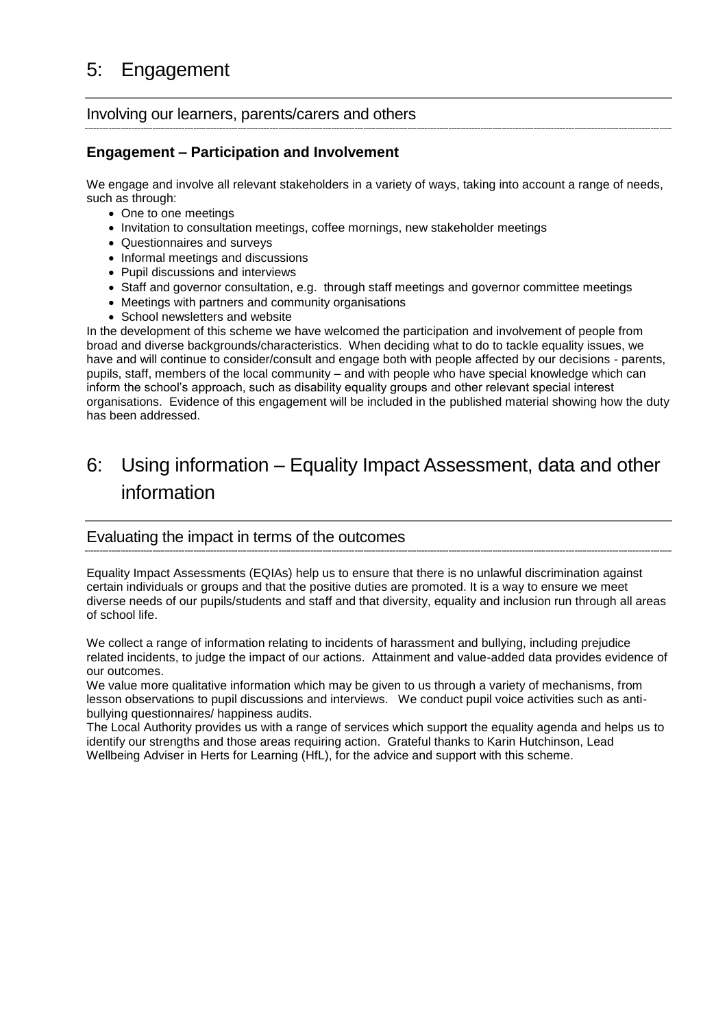# 5: Engagement

## Involving our learners, parents/carers and others

### Engagement – Participation and Involvement

We engage and involve all relevant stakeholders in a variety of ways, taking into account a range of needs, such as through:

- One to one meetings
- Invitation to consultation meetings, coffee mornings, new stakeholder meetings
- Questionnaires and surveys
- Informal meetings and discussions
- Pupil discussions and interviews
- Staff and governor consultation, e.g. through staff meetings and governor committee meetings
- Meetings with partners and community organisations
- School newsletters and website

In the development of this scheme we have welcomed the participation and involvement of people from broad and diverse backgrounds/characteristics. When deciding what to do to tackle equality issues, we have and will continue to consider/consult and engage both with people affected by our decisions - parents, pupils, staff, members of the local community – and with people who have special knowledge which can inform the school's approach, such as disability equality groups and other relevant special interest organisations. Evidence of this engagement will be included in the published material showing how the duty has been addressed.

# 6: Using information – Equality Impact Assessment, data and other information

## Evaluating the impact in terms of the outcomes

Equality Impact Assessments (EQIAs) help us to ensure that there is no unlawful discrimination against certain individuals or groups and that the positive duties are promoted. It is a way to ensure we meet diverse needs of our pupils/students and staff and that diversity, equality and inclusion run through all areas of school life.

We collect a range of information relating to incidents of harassment and bullying, including prejudice related incidents, to judge the impact of our actions. Attainment and value-added data provides evidence of our outcomes.

We value more qualitative information which may be given to us through a variety of mechanisms, from lesson observations to pupil discussions and interviews. We conduct pupil voice activities such as anti-bullying questionnaires/ happiness audits.

The Local Authority provides us with a range of services which support the equality agenda and helps us to identify our strengths and those areas requiring action. Grateful thanks to Karin Hutchinson, Lead Wellbeing Adviser in Herts for Learning (HfL), for the advice and support with this scheme.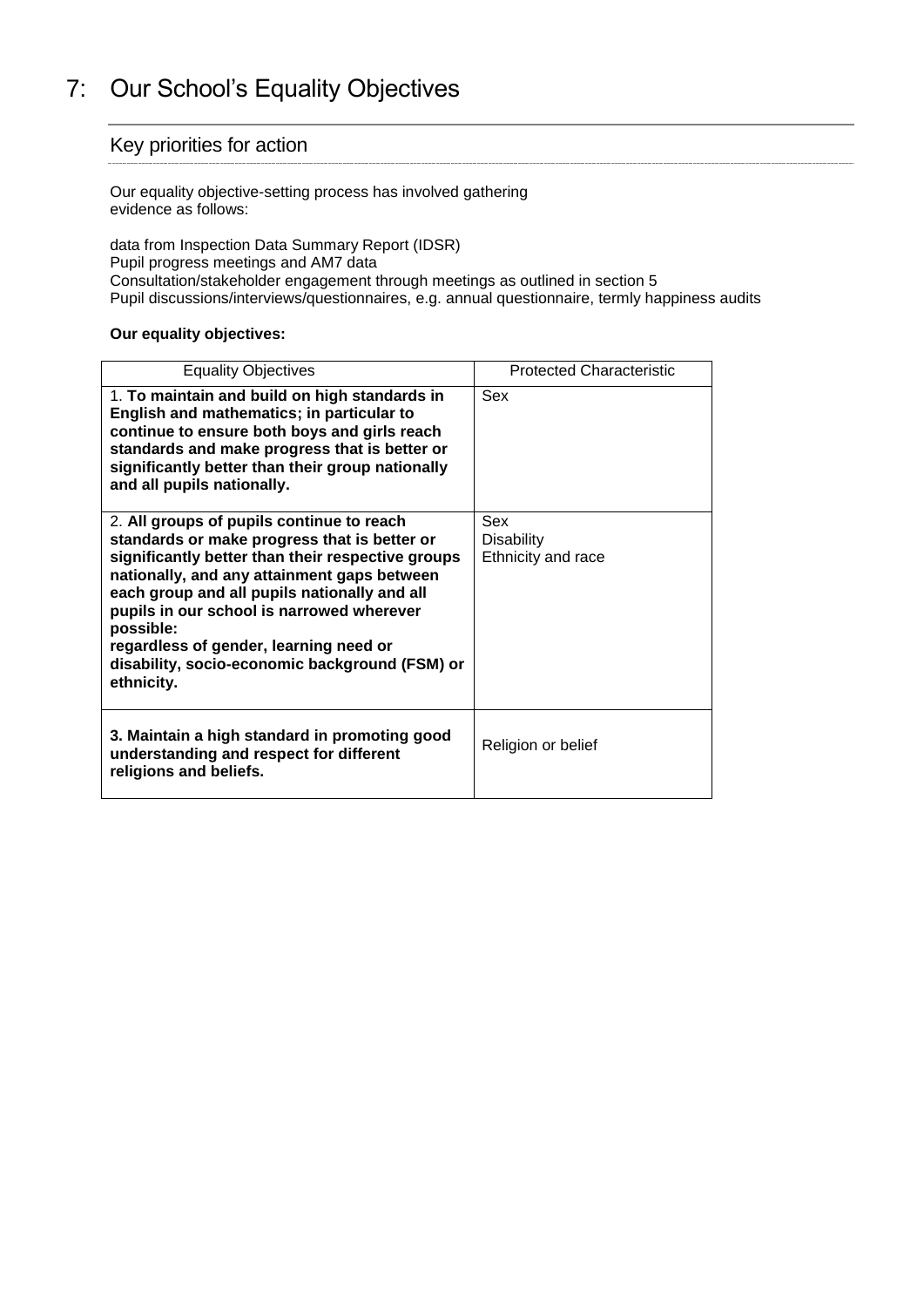# 7: Our School's Equality Objectives

## Key priorities for action

Our equality objective-setting process has involved gathering evidence as follows:

data from Inspection Data Summary Report (IDSR)
Pupil progress meetings and AM7 data
Consultation/stakeholder engagement through meetings as outlined in section 5
Pupil discussions/interviews/questionnaires, e.g. annual questionnaire, termly happiness audits

**Our equality objectives:**

| Equality Objectives | Protected Characteristic |
| --- | --- |
| 1. **To maintain and build on high standards in English and mathematics; in particular to continue to ensure both boys and girls reach standards and make progress that is better or significantly better than their group nationally and all pupils nationally.** | Sex |
| 2. **All groups of pupils continue to reach standards or make progress that is better or significantly better than their respective groups nationally, and any attainment gaps between each group and all pupils nationally and all pupils in our school is narrowed wherever possible: regardless of gender, learning need or disability, socio-economic background (FSM) or ethnicity.** | Sex<br>Disability<br>Ethnicity and race |
| **3. Maintain a high standard in promoting good understanding and respect for different religions and beliefs.** | Religion or belief |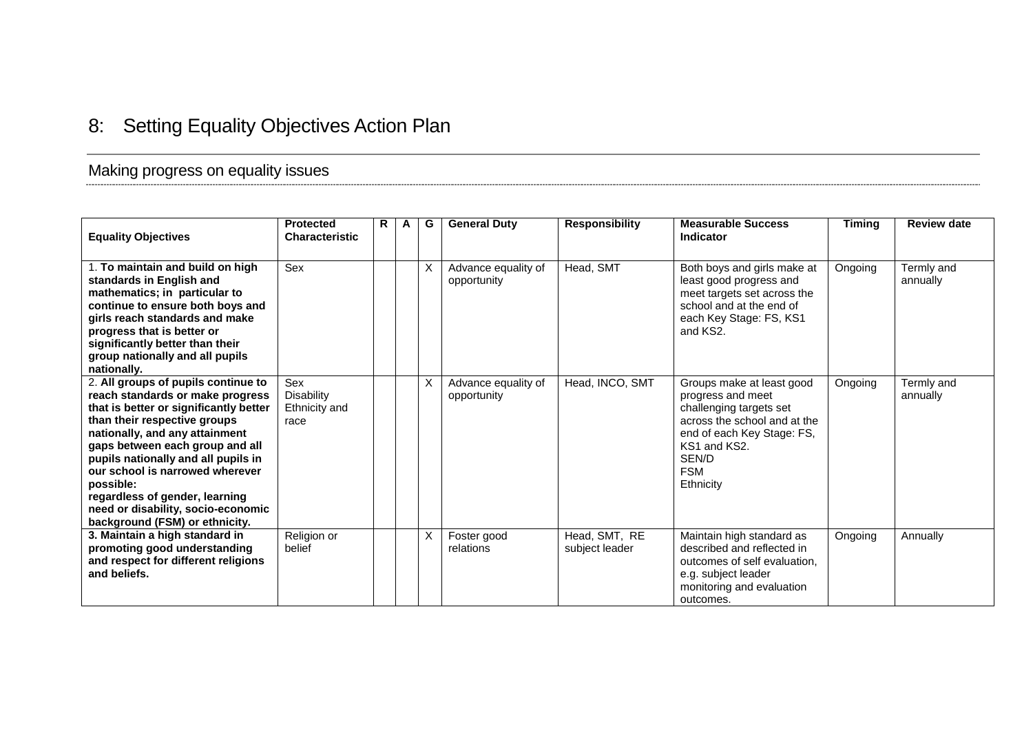# 8: Setting Equality Objectives Action Plan

## Making progress on equality issues

| Equality Objectives | Protected Characteristic | R | A | G | General Duty | Responsibility | Measurable Success Indicator | Timing | Review date |
|---|---|---|---|---|---|---|---|---|---|
| 1. **To maintain and build on high standards in English and mathematics; in particular to continue to ensure both boys and girls reach standards and make progress that is better or significantly better than their group nationally and all pupils nationally.** | Sex | | | X | Advance equality of opportunity | Head, SMT | Both boys and girls make at least good progress and meet targets set across the school and at the end of each Key Stage: FS, KS1 and KS2. | Ongoing | Termly and annually |
| 2. **All groups of pupils continue to reach standards or make progress that is better or significantly better than their respective groups nationally, and any attainment gaps between each group and all pupils nationally and all pupils in our school is narrowed wherever possible: regardless of gender, learning need or disability, socio-economic background (FSM) or ethnicity.** | Sex<br>Disability<br>Ethnicity and race | | | X | Advance equality of opportunity | Head, INCO, SMT | Groups make at least good progress and meet challenging targets set across the school and at the end of each Key Stage: FS, KS1 and KS2.<br>SEN/D<br>FSM<br>Ethnicity | Ongoing | Termly and annually |
| **3. Maintain a high standard in promoting good understanding and respect for different religions and beliefs.** | Religion or belief | | | X | Foster good relations | Head, SMT, RE subject leader | Maintain high standard as described and reflected in outcomes of self evaluation, e.g. subject leader monitoring and evaluation outcomes. | Ongoing | Annually |